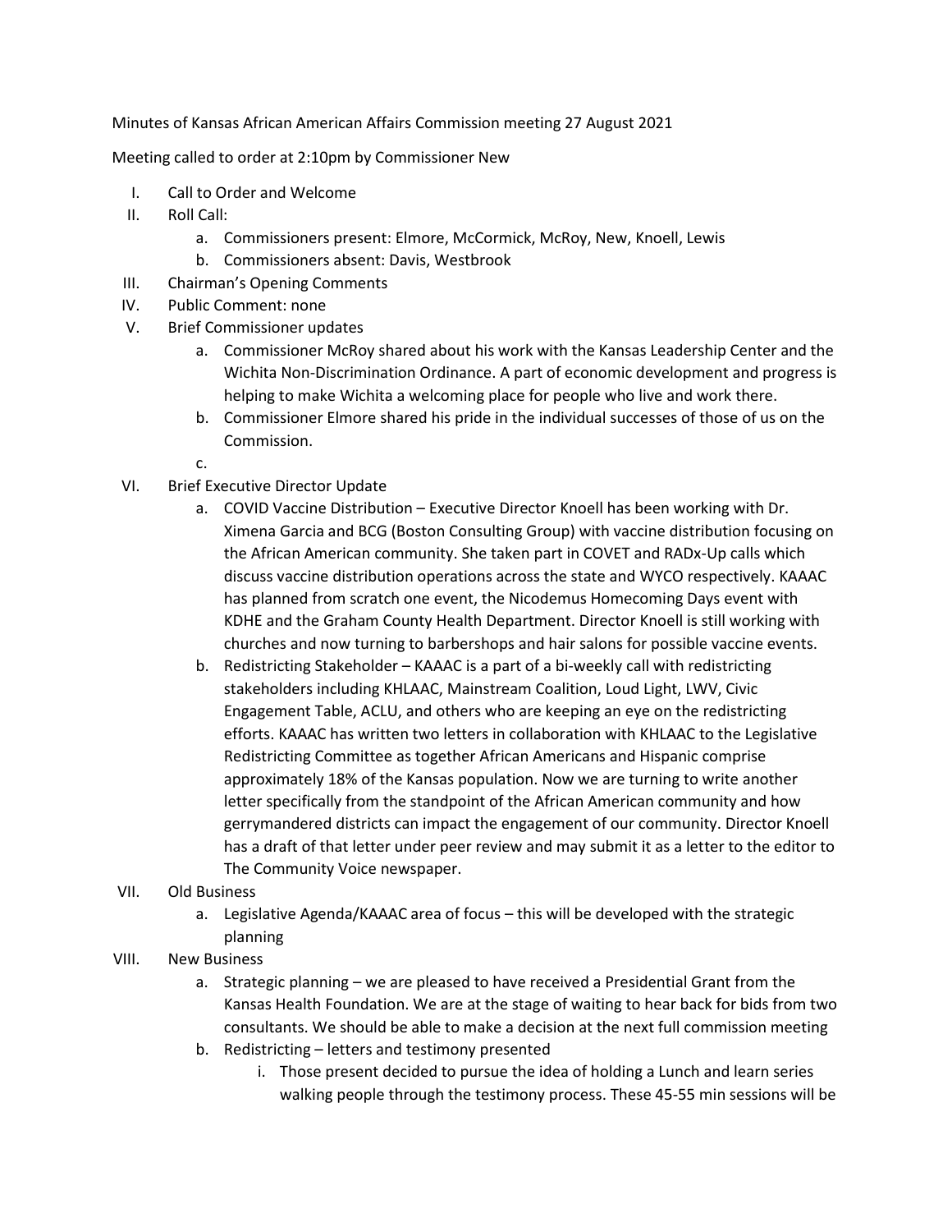Minutes of Kansas African American Affairs Commission meeting 27 August 2021

Meeting called to order at 2:10pm by Commissioner New

I. Call to Order and Welcome
II. Roll Call:
   a. Commissioners present: Elmore, McCormick, McRoy, New, Knoell, Lewis
   b. Commissioners absent: Davis, Westbrook
III. Chairman's Opening Comments
IV. Public Comment: none
V. Brief Commissioner updates
   a. Commissioner McRoy shared about his work with the Kansas Leadership Center and the Wichita Non-Discrimination Ordinance. A part of economic development and progress is helping to make Wichita a welcoming place for people who live and work there.
   b. Commissioner Elmore shared his pride in the individual successes of those of us on the Commission.
   c.
VI. Brief Executive Director Update
   a. COVID Vaccine Distribution – Executive Director Knoell has been working with Dr. Ximena Garcia and BCG (Boston Consulting Group) with vaccine distribution focusing on the African American community. She taken part in COVET and RADx-Up calls which discuss vaccine distribution operations across the state and WYCO respectively. KAAAC has planned from scratch one event, the Nicodemus Homecoming Days event with KDHE and the Graham County Health Department. Director Knoell is still working with churches and now turning to barbershops and hair salons for possible vaccine events.
   b. Redistricting Stakeholder – KAAAC is a part of a bi-weekly call with redistricting stakeholders including KHLAAC, Mainstream Coalition, Loud Light, LWV, Civic Engagement Table, ACLU, and others who are keeping an eye on the redistricting efforts. KAAAC has written two letters in collaboration with KHLAAC to the Legislative Redistricting Committee as together African Americans and Hispanic comprise approximately 18% of the Kansas population. Now we are turning to write another letter specifically from the standpoint of the African American community and how gerrymandered districts can impact the engagement of our community. Director Knoell has a draft of that letter under peer review and may submit it as a letter to the editor to The Community Voice newspaper.
VII. Old Business
   a. Legislative Agenda/KAAAC area of focus – this will be developed with the strategic planning
VIII. New Business
   a. Strategic planning – we are pleased to have received a Presidential Grant from the Kansas Health Foundation. We are at the stage of waiting to hear back for bids from two consultants. We should be able to make a decision at the next full commission meeting
   b. Redistricting – letters and testimony presented
      i. Those present decided to pursue the idea of holding a Lunch and learn series walking people through the testimony process. These 45-55 min sessions will be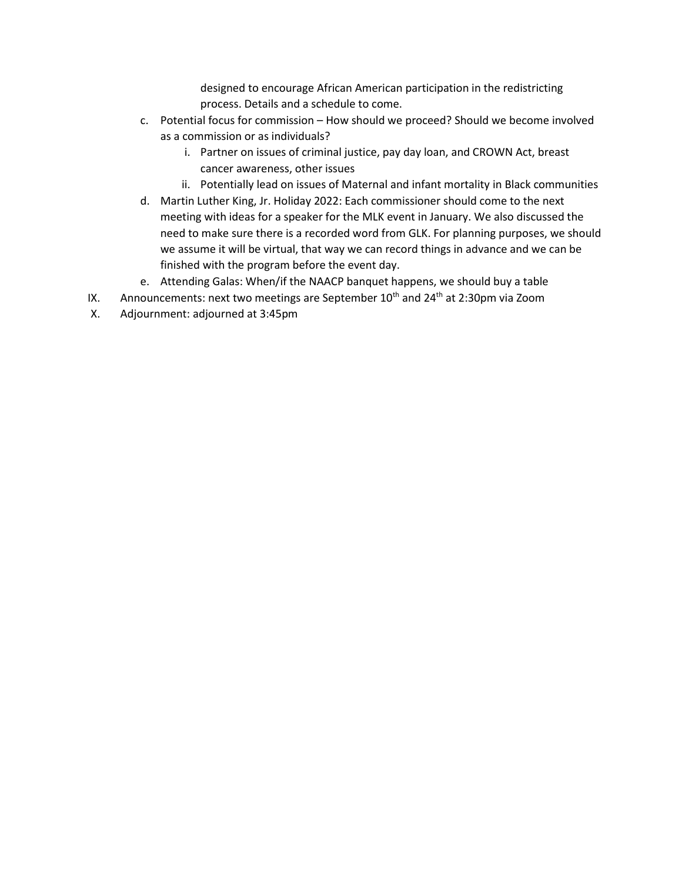designed to encourage African American participation in the redistricting process. Details and a schedule to come.

c. Potential focus for commission – How should we proceed? Should we become involved as a commission or as individuals?
    i. Partner on issues of criminal justice, pay day loan, and CROWN Act, breast cancer awareness, other issues
    ii. Potentially lead on issues of Maternal and infant mortality in Black communities

d. Martin Luther King, Jr. Holiday 2022: Each commissioner should come to the next meeting with ideas for a speaker for the MLK event in January. We also discussed the need to make sure there is a recorded word from GLK. For planning purposes, we should we assume it will be virtual, that way we can record things in advance and we can be finished with the program before the event day.

e. Attending Galas: When/if the NAACP banquet happens, we should buy a table

IX. Announcements: next two meetings are September 10th and 24th at 2:30pm via Zoom

X. Adjournment: adjourned at 3:45pm